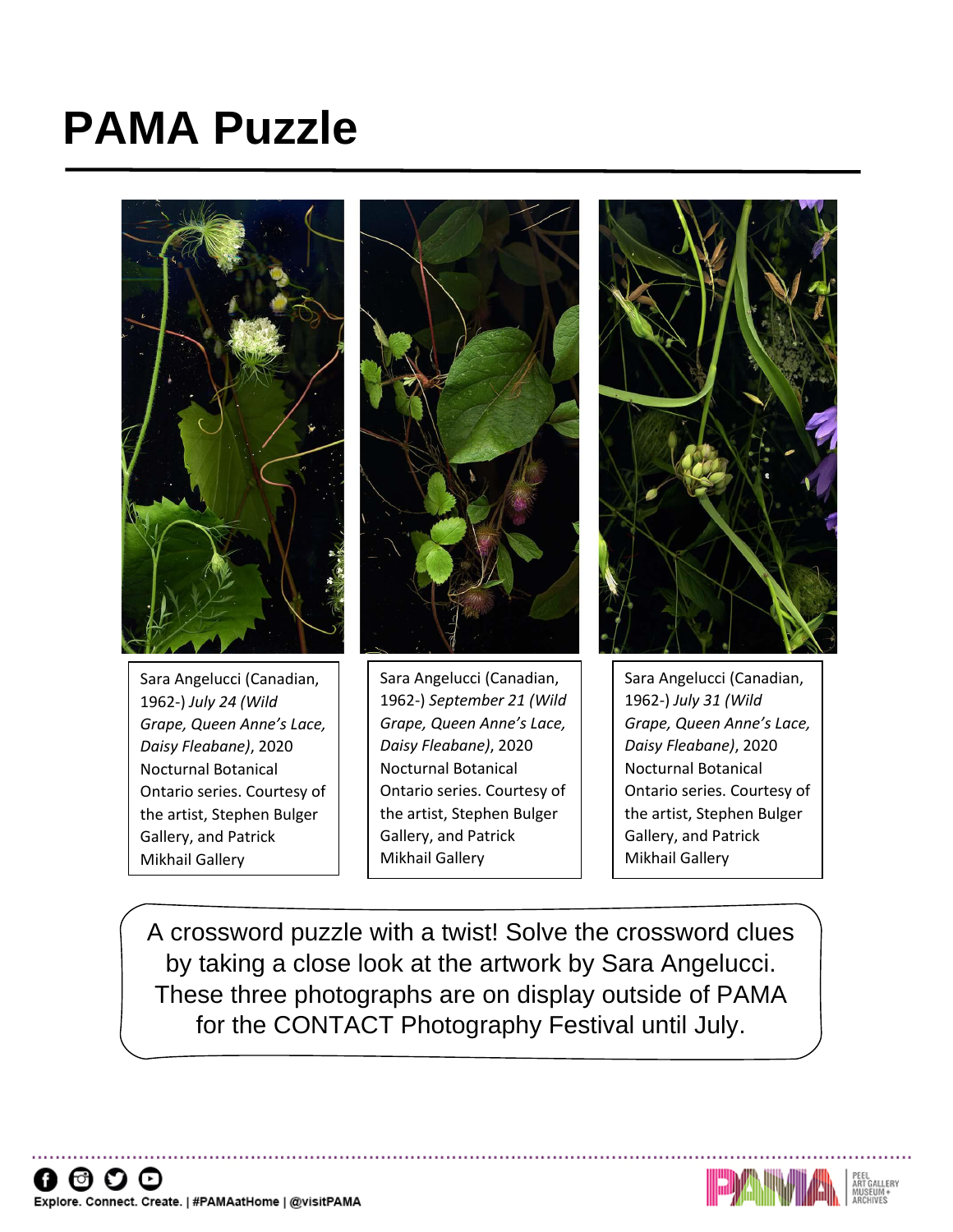# PAMA Puzzle

Sara Angelucci (Canadian, 1962-) *July 24 (Wild Grape, Queen Anne's Lace, Daisy Fleabane)*, 2020 Nocturnal Botanical Ontario series. Courtesy of the artist, Stephen Bulger Gallery, and Patrick Mikhail Gallery

Sara Angelucci (Canadian, 1962-) *September 21 (Wild Grape, Queen Anne's Lace, Daisy Fleabane)*, 2020 Nocturnal Botanical Ontario series. Courtesy of the artist, Stephen Bulger Gallery, and Patrick Mikhail Gallery

Sara Angelucci (Canadian, 1962-) *July 31 (Wild Grape, Queen Anne's Lace, Daisy Fleabane)*, 2020 Nocturnal Botanical Ontario series. Courtesy of the artist, Stephen Bulger Gallery, and Patrick Mikhail Gallery

A crossword puzzle with a twist! Solve the crossword clues by taking a close look at the artwork by Sara Angelucci. These three photographs are on display outside of PAMA for the CONTACT Photography Festival until July.

Explore. Connect. Create. | #PAMAatHome | @visitPAMA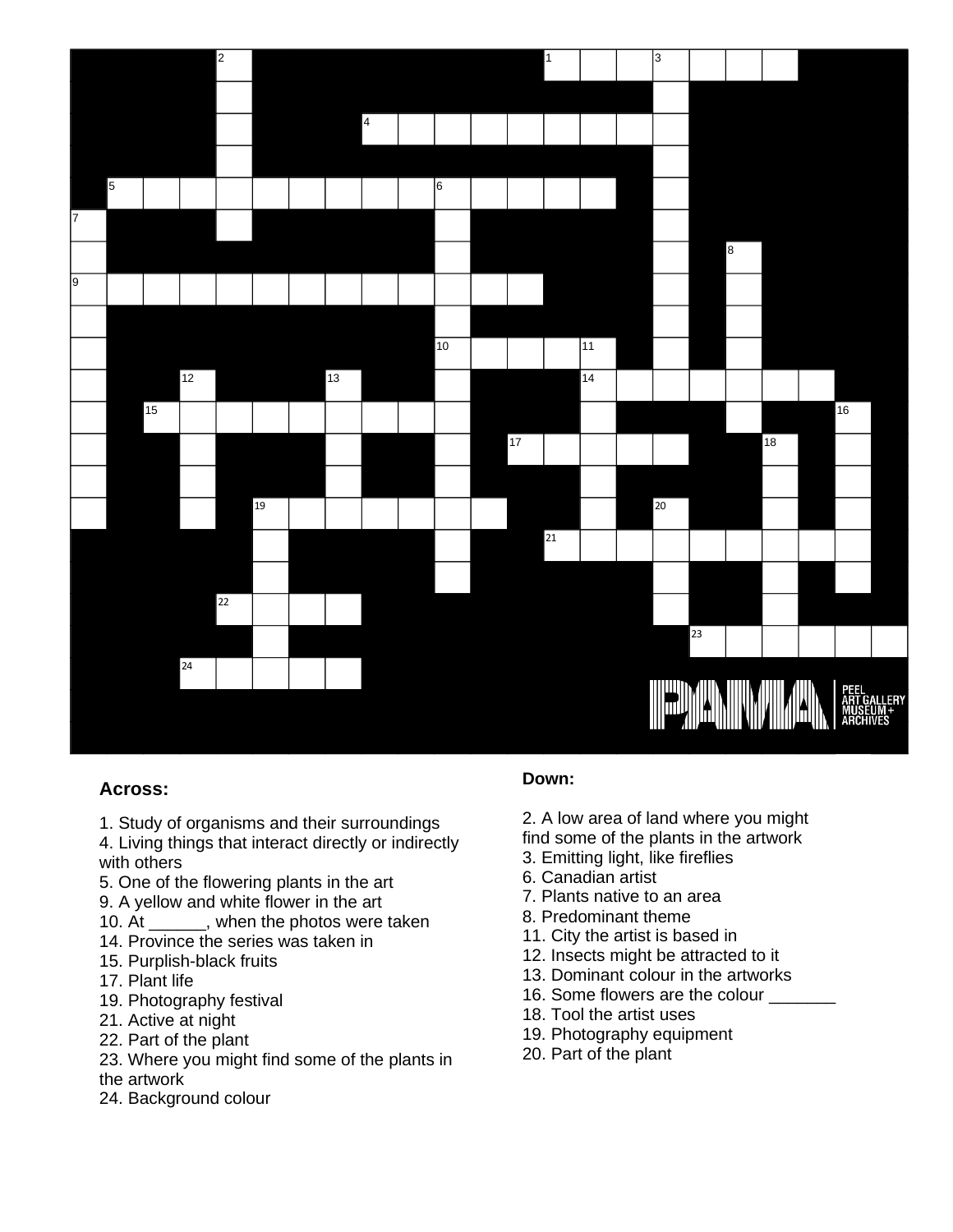PEEL ART GALLERY MUSEUM + ARCHIVES

## Across:

1. Study of organisms and their surroundings
4. Living things that interact directly or indirectly with others
5. One of the flowering plants in the art
9. A yellow and white flower in the art
10. At ______, when the photos were taken
14. Province the series was taken in
15. Purplish-black fruits
17. Plant life
19. Photography festival
21. Active at night
22. Part of the plant
23. Where you might find some of the plants in the artwork
24. Background colour

## Down:

2. A low area of land where you might find some of the plants in the artwork
3. Emitting light, like fireflies
6. Canadian artist
7. Plants native to an area
8. Predominant theme
11. City the artist is based in
12. Insects might be attracted to it
13. Dominant colour in the artworks
16. Some flowers are the colour _______
18. Tool the artist uses
19. Photography equipment
20. Part of the plant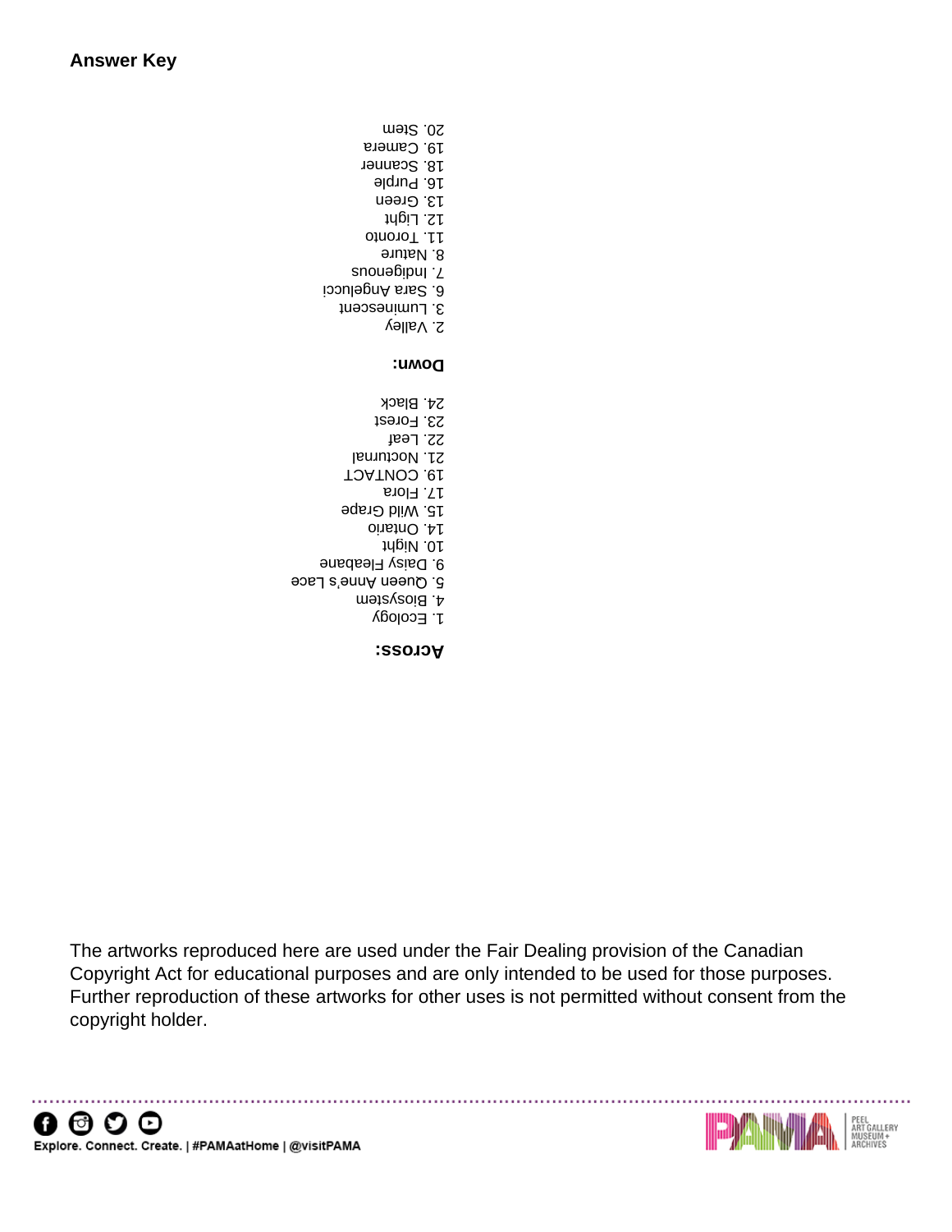**Answer Key**

**Across:**

1. Ecology
4. Biosystem
5. Queen Anne's Lace
9. Daisy Fleabane
10. Night
14. Ontario
15. Wild Grape
17. Flora
19. CONTACT
21. Nocturnal
22. Leaf
23. Forest
24. Black

**Down:**

2. Valley
3. Luminescent
6. Sara Angelucci
7. Indigenous
8. Nature
11. Toronto
12. Light
13. Green
16. Purple
18. Scanner
19. Camera
20. Stem

The artworks reproduced here are used under the Fair Dealing provision of the Canadian Copyright Act for educational purposes and are only intended to be used for those purposes. Further reproduction of these artworks for other uses is not permitted without consent from the copyright holder.

Explore. Connect. Create. | #PAMAatHome | @visitPAMA

PEEL ART GALLERY MUSEUM + ARCHIVES